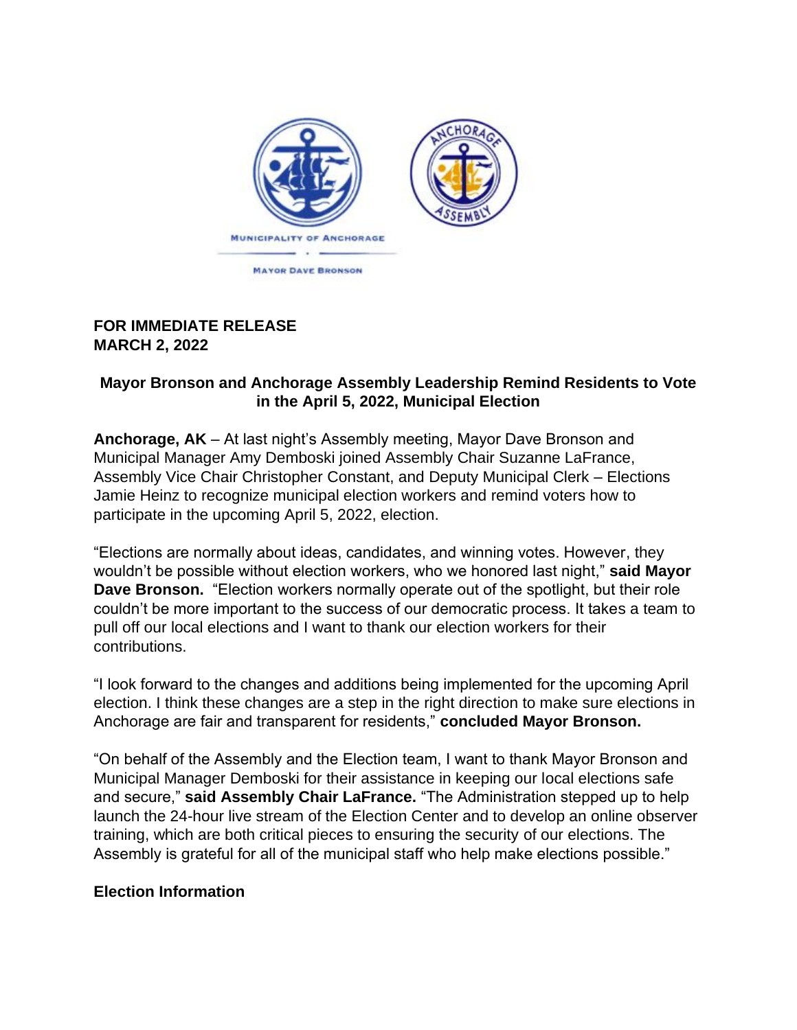MUNICIPALITY OF ANCHORAGE

MAYOR DAVE BRONSON

**FOR IMMEDIATE RELEASE**
**MARCH 2, 2022**

## Mayor Bronson and Anchorage Assembly Leadership Remind Residents to Vote in the April 5, 2022, Municipal Election

**Anchorage, AK** – At last night's Assembly meeting, Mayor Dave Bronson and Municipal Manager Amy Demboski joined Assembly Chair Suzanne LaFrance, Assembly Vice Chair Christopher Constant, and Deputy Municipal Clerk – Elections Jamie Heinz to recognize municipal election workers and remind voters how to participate in the upcoming April 5, 2022, election.

"Elections are normally about ideas, candidates, and winning votes. However, they wouldn't be possible without election workers, who we honored last night," **said Mayor Dave Bronson.** "Election workers normally operate out of the spotlight, but their role couldn't be more important to the success of our democratic process. It takes a team to pull off our local elections and I want to thank our election workers for their contributions.

"I look forward to the changes and additions being implemented for the upcoming April election. I think these changes are a step in the right direction to make sure elections in Anchorage are fair and transparent for residents," **concluded Mayor Bronson.**

"On behalf of the Assembly and the Election team, I want to thank Mayor Bronson and Municipal Manager Demboski for their assistance in keeping our local elections safe and secure," **said Assembly Chair LaFrance.** "The Administration stepped up to help launch the 24-hour live stream of the Election Center and to develop an online observer training, which are both critical pieces to ensuring the security of our elections. The Assembly is grateful for all of the municipal staff who help make elections possible."

### Election Information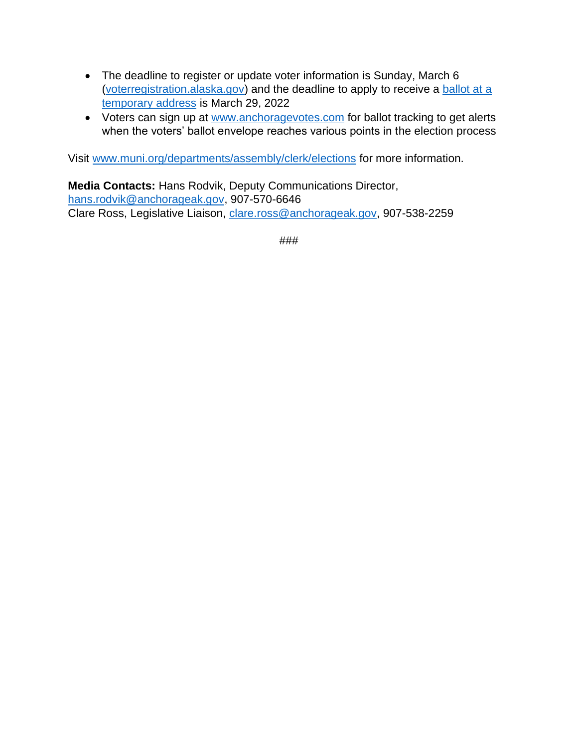- The deadline to register or update voter information is Sunday, March 6 (voterregistration.alaska.gov) and the deadline to apply to receive a ballot at a temporary address is March 29, 2022
- Voters can sign up at www.anchoragevotes.com for ballot tracking to get alerts when the voters' ballot envelope reaches various points in the election process

Visit www.muni.org/departments/assembly/clerk/elections for more information.

**Media Contacts:** Hans Rodvik, Deputy Communications Director, hans.rodvik@anchorageak.gov, 907-570-6646
Clare Ross, Legislative Liaison, clare.ross@anchorageak.gov, 907-538-2259

###